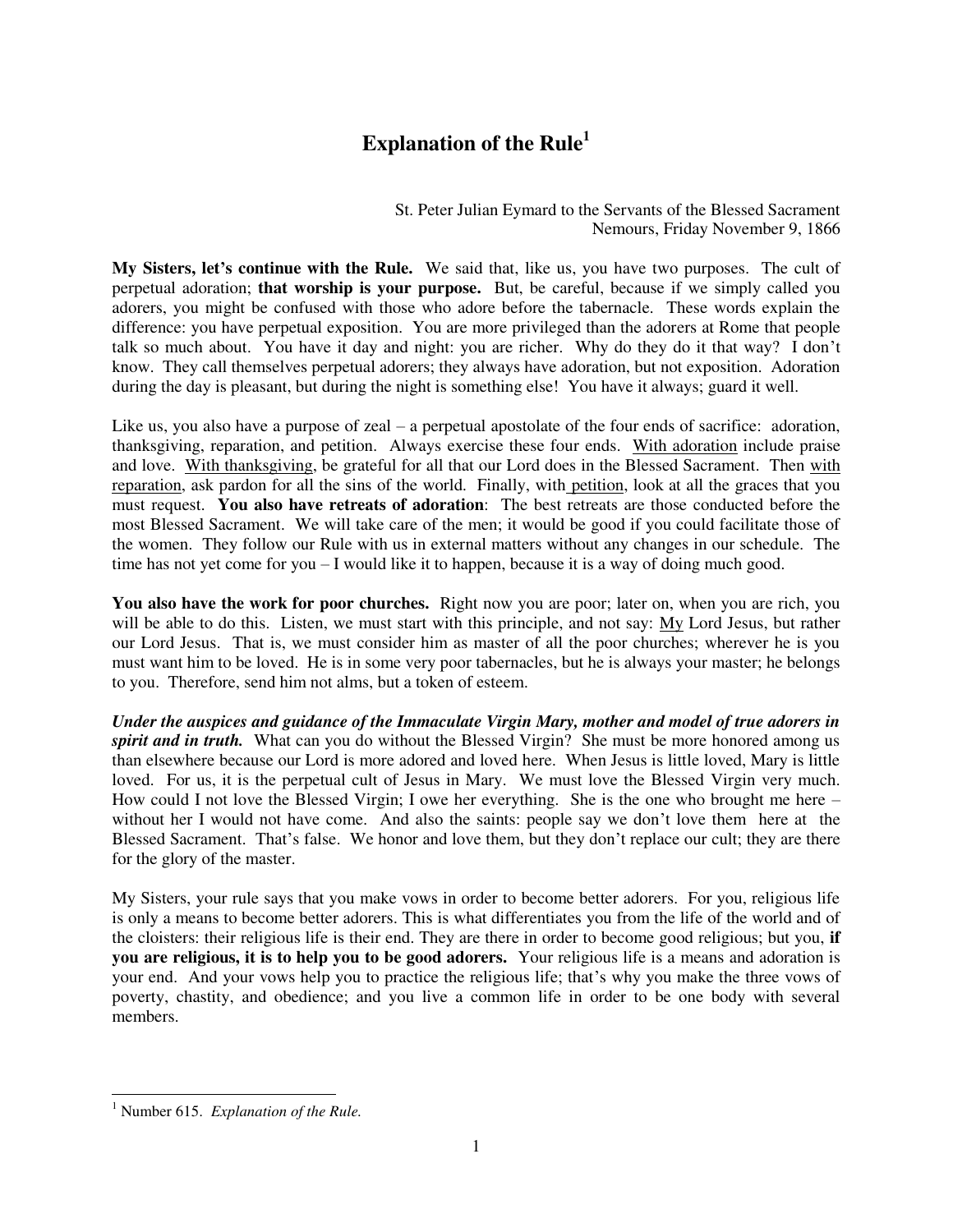# Explanation of the Rule[1]

St. Peter Julian Eymard to the Servants of the Blessed Sacrament
Nemours, Friday November 9, 1866

**My Sisters, let's continue with the Rule.** We said that, like us, you have two purposes. The cult of perpetual adoration; **that worship is your purpose.** But, be careful, because if we simply called you adorers, you might be confused with those who adore before the tabernacle. These words explain the difference: you have perpetual exposition. You are more privileged than the adorers at Rome that people talk so much about. You have it day and night: you are richer. Why do they do it that way? I don't know. They call themselves perpetual adorers; they always have adoration, but not exposition. Adoration during the day is pleasant, but during the night is something else! You have it always; guard it well.

Like us, you also have a purpose of zeal – a perpetual apostolate of the four ends of sacrifice: adoration, thanksgiving, reparation, and petition. Always exercise these four ends. <u>With adoration</u> include praise and love. <u>With thanksgiving</u>, be grateful for all that our Lord does in the Blessed Sacrament. Then <u>with reparation</u>, ask pardon for all the sins of the world. Finally, <u>with petition</u>, look at all the graces that you must request. **You also have retreats of adoration**: The best retreats are those conducted before the most Blessed Sacrament. We will take care of the men; it would be good if you could facilitate those of the women. They follow our Rule with us in external matters without any changes in our schedule. The time has not yet come for you – I would like it to happen, because it is a way of doing much good.

**You also have the work for poor churches.** Right now you are poor; later on, when you are rich, you will be able to do this. Listen, we must start with this principle, and not say: <u>My</u> Lord Jesus, but rather our Lord Jesus. That is, we must consider him as master of all the poor churches; wherever he is you must want him to be loved. He is in some very poor tabernacles, but he is always your master; he belongs to you. Therefore, send him not alms, but a token of esteem.

***Under the auspices and guidance of the Immaculate Virgin Mary, mother and model of true adorers in spirit and in truth.*** What can you do without the Blessed Virgin? She must be more honored among us than elsewhere because our Lord is more adored and loved here. When Jesus is little loved, Mary is little loved. For us, it is the perpetual cult of Jesus in Mary. We must love the Blessed Virgin very much. How could I not love the Blessed Virgin; I owe her everything. She is the one who brought me here – without her I would not have come. And also the saints: people say we don't love them here at the Blessed Sacrament. That's false. We honor and love them, but they don't replace our cult; they are there for the glory of the master.

My Sisters, your rule says that you make vows in order to become better adorers. For you, religious life is only a means to become better adorers. This is what differentiates you from the life of the world and of the cloisters: their religious life is their end. They are there in order to become good religious; but you, **if you are religious, it is to help you to be good adorers.** Your religious life is a means and adoration is your end. And your vows help you to practice the religious life; that's why you make the three vows of poverty, chastity, and obedience; and you live a common life in order to be one body with several members.

[1] Number 615. *Explanation of the Rule.*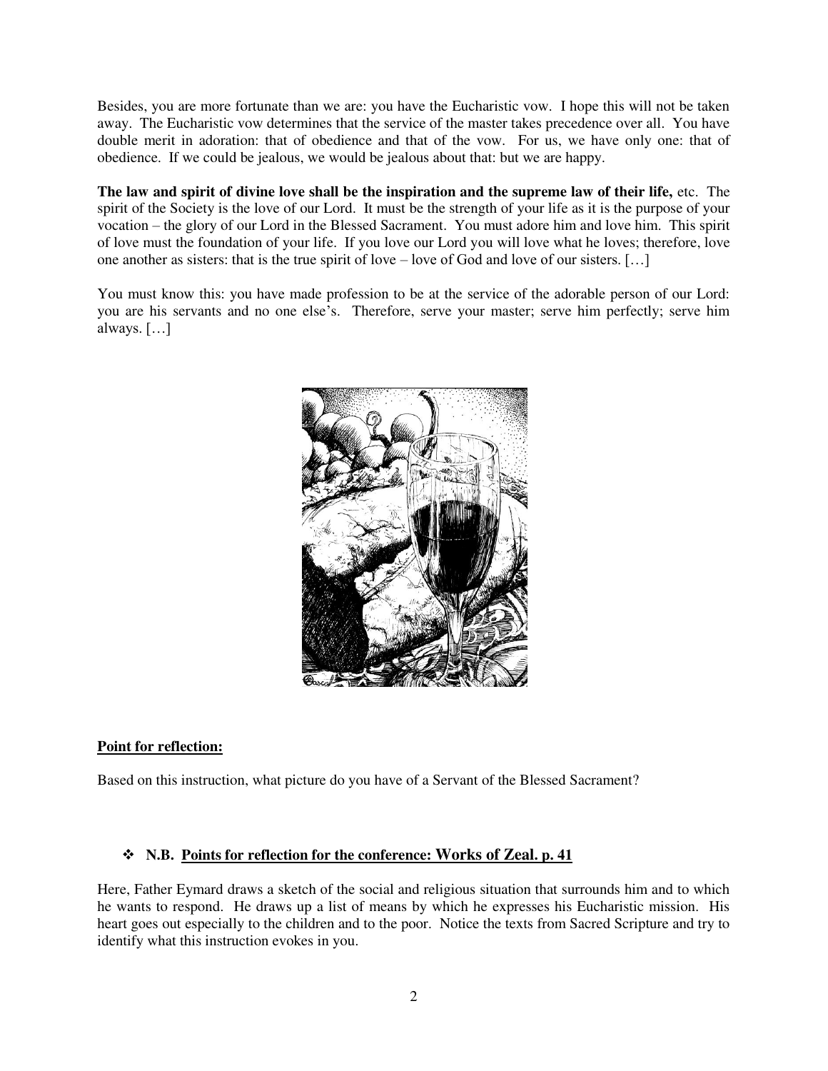Besides, you are more fortunate than we are: you have the Eucharistic vow. I hope this will not be taken away. The Eucharistic vow determines that the service of the master takes precedence over all. You have double merit in adoration: that of obedience and that of the vow. For us, we have only one: that of obedience. If we could be jealous, we would be jealous about that: but we are happy.

**The law and spirit of divine love shall be the inspiration and the supreme law of their life,** etc. The spirit of the Society is the love of our Lord. It must be the strength of your life as it is the purpose of your vocation – the glory of our Lord in the Blessed Sacrament. You must adore him and love him. This spirit of love must the foundation of your life. If you love our Lord you will love what he loves; therefore, love one another as sisters: that is the true spirit of love – love of God and love of our sisters. […]

You must know this: you have made profession to be at the service of the adorable person of our Lord: you are his servants and no one else's. Therefore, serve your master; serve him perfectly; serve him always. […]

**Point for reflection:**

Based on this instruction, what picture do you have of a Servant of the Blessed Sacrament?

- **N.B. Points for reflection for the conference: Works of Zeal. p. 41**

Here, Father Eymard draws a sketch of the social and religious situation that surrounds him and to which he wants to respond. He draws up a list of means by which he expresses his Eucharistic mission. His heart goes out especially to the children and to the poor. Notice the texts from Sacred Scripture and try to identify what this instruction evokes in you.